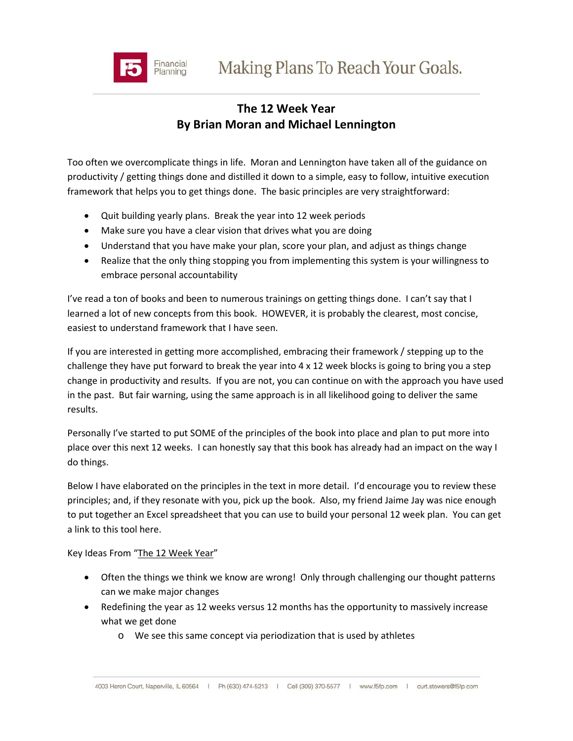## The 12 Week Year
## By Brian Moran and Michael Lennington

Too often we overcomplicate things in life. Moran and Lennington have taken all of the guidance on productivity / getting things done and distilled it down to a simple, easy to follow, intuitive execution framework that helps you to get things done. The basic principles are very straightforward:

- Quit building yearly plans. Break the year into 12 week periods
- Make sure you have a clear vision that drives what you are doing
- Understand that you have make your plan, score your plan, and adjust as things change
- Realize that the only thing stopping you from implementing this system is your willingness to embrace personal accountability

I've read a ton of books and been to numerous trainings on getting things done. I can't say that I learned a lot of new concepts from this book. HOWEVER, it is probably the clearest, most concise, easiest to understand framework that I have seen.

If you are interested in getting more accomplished, embracing their framework / stepping up to the challenge they have put forward to break the year into 4 x 12 week blocks is going to bring you a step change in productivity and results. If you are not, you can continue on with the approach you have used in the past. But fair warning, using the same approach is in all likelihood going to deliver the same results.

Personally I've started to put SOME of the principles of the book into place and plan to put more into place over this next 12 weeks. I can honestly say that this book has already had an impact on the way I do things.

Below I have elaborated on the principles in the text in more detail. I'd encourage you to review these principles; and, if they resonate with you, pick up the book. Also, my friend Jaime Jay was nice enough to put together an Excel spreadsheet that you can use to build your personal 12 week plan. You can get a link to this tool here.

Key Ideas From "The 12 Week Year"

- Often the things we think we know are wrong! Only through challenging our thought patterns can we make major changes
- Redefining the year as 12 weeks versus 12 months has the opportunity to massively increase what we get done
    - We see this same concept via periodization that is used by athletes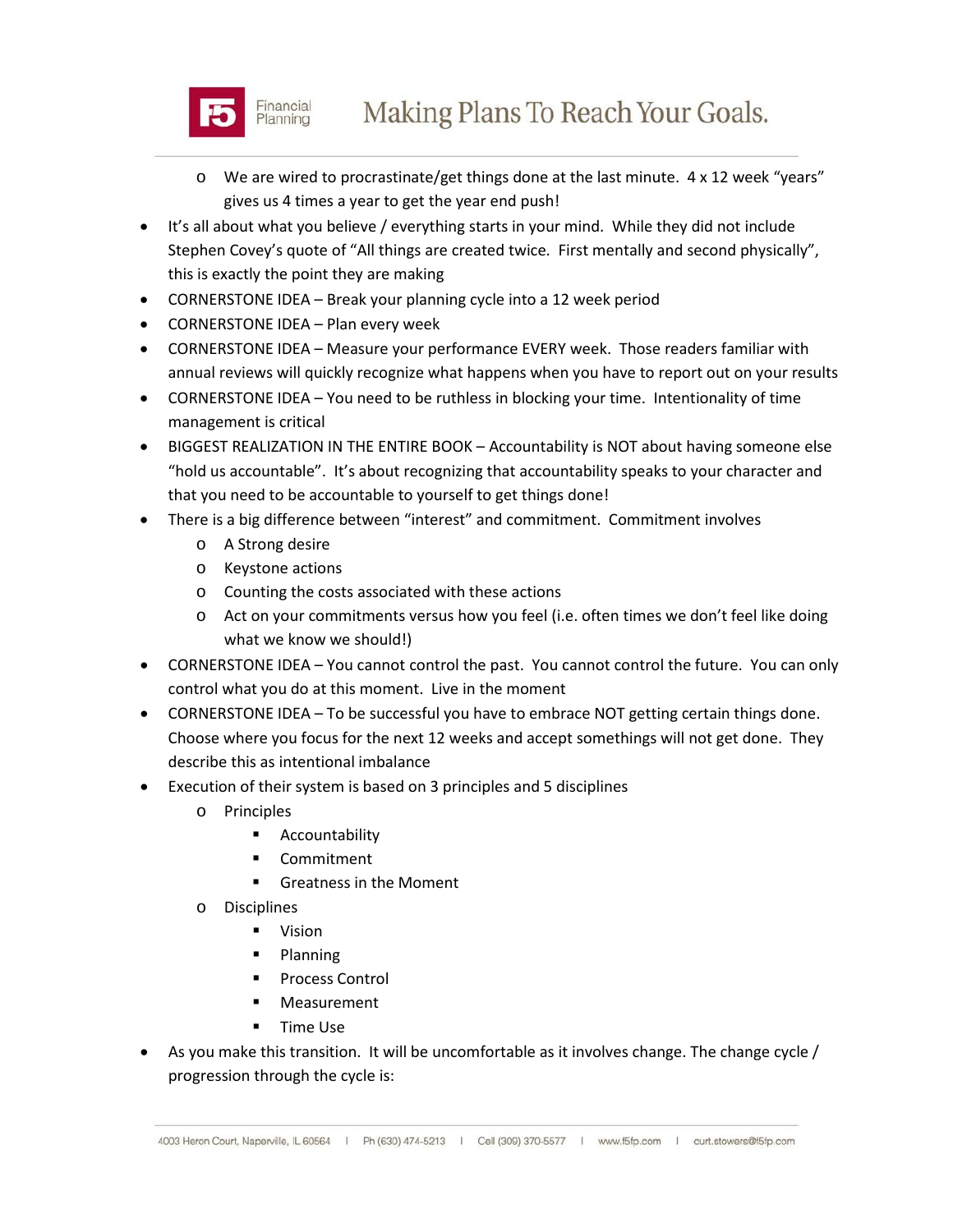- We are wired to procrastinate/get things done at the last minute. 4 x 12 week "years" gives us 4 times a year to get the year end push!
- It's all about what you believe / everything starts in your mind. While they did not include Stephen Covey's quote of "All things are created twice. First mentally and second physically", this is exactly the point they are making
- CORNERSTONE IDEA – Break your planning cycle into a 12 week period
- CORNERSTONE IDEA – Plan every week
- CORNERSTONE IDEA – Measure your performance EVERY week. Those readers familiar with annual reviews will quickly recognize what happens when you have to report out on your results
- CORNERSTONE IDEA – You need to be ruthless in blocking your time. Intentionality of time management is critical
- BIGGEST REALIZATION IN THE ENTIRE BOOK – Accountability is NOT about having someone else "hold us accountable". It's about recognizing that accountability speaks to your character and that you need to be accountable to yourself to get things done!
- There is a big difference between "interest" and commitment. Commitment involves
  - A Strong desire
  - Keystone actions
  - Counting the costs associated with these actions
  - Act on your commitments versus how you feel (i.e. often times we don't feel like doing what we know we should!)
- CORNERSTONE IDEA – You cannot control the past. You cannot control the future. You can only control what you do at this moment. Live in the moment
- CORNERSTONE IDEA – To be successful you have to embrace NOT getting certain things done. Choose where you focus for the next 12 weeks and accept somethings will not get done. They describe this as intentional imbalance
- Execution of their system is based on 3 principles and 5 disciplines
  - Principles
    - Accountability
    - Commitment
    - Greatness in the Moment
  - Disciplines
    - Vision
    - Planning
    - Process Control
    - Measurement
    - Time Use
- As you make this transition. It will be uncomfortable as it involves change. The change cycle / progression through the cycle is: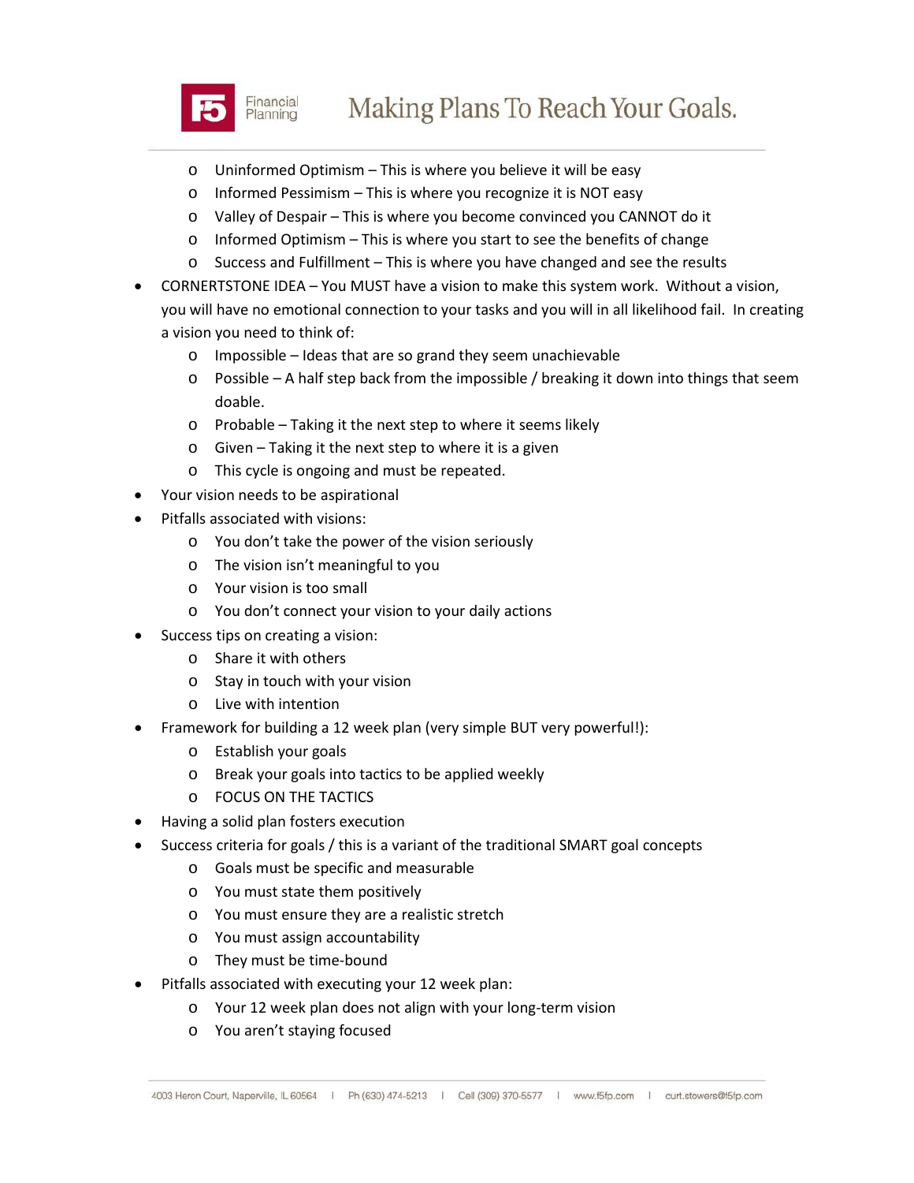- Uninformed Optimism – This is where you believe it will be easy
  - Informed Pessimism – This is where you recognize it is NOT easy
  - Valley of Despair – This is where you become convinced you CANNOT do it
  - Informed Optimism – This is where you start to see the benefits of change
  - Success and Fulfillment – This is where you have changed and see the results
- CORNERTSTONE IDEA – You MUST have a vision to make this system work. Without a vision, you will have no emotional connection to your tasks and you will in all likelihood fail. In creating a vision you need to think of:
  - Impossible – Ideas that are so grand they seem unachievable
  - Possible – A half step back from the impossible / breaking it down into things that seem doable.
  - Probable – Taking it the next step to where it seems likely
  - Given – Taking it the next step to where it is a given
  - This cycle is ongoing and must be repeated.
- Your vision needs to be aspirational
- Pitfalls associated with visions:
  - You don't take the power of the vision seriously
  - The vision isn't meaningful to you
  - Your vision is too small
  - You don't connect your vision to your daily actions
- Success tips on creating a vision:
  - Share it with others
  - Stay in touch with your vision
  - Live with intention
- Framework for building a 12 week plan (very simple BUT very powerful!):
  - Establish your goals
  - Break your goals into tactics to be applied weekly
  - FOCUS ON THE TACTICS
- Having a solid plan fosters execution
- Success criteria for goals / this is a variant of the traditional SMART goal concepts
  - Goals must be specific and measurable
  - You must state them positively
  - You must ensure they are a realistic stretch
  - You must assign accountability
  - They must be time-bound
- Pitfalls associated with executing your 12 week plan:
  - Your 12 week plan does not align with your long-term vision
  - You aren't staying focused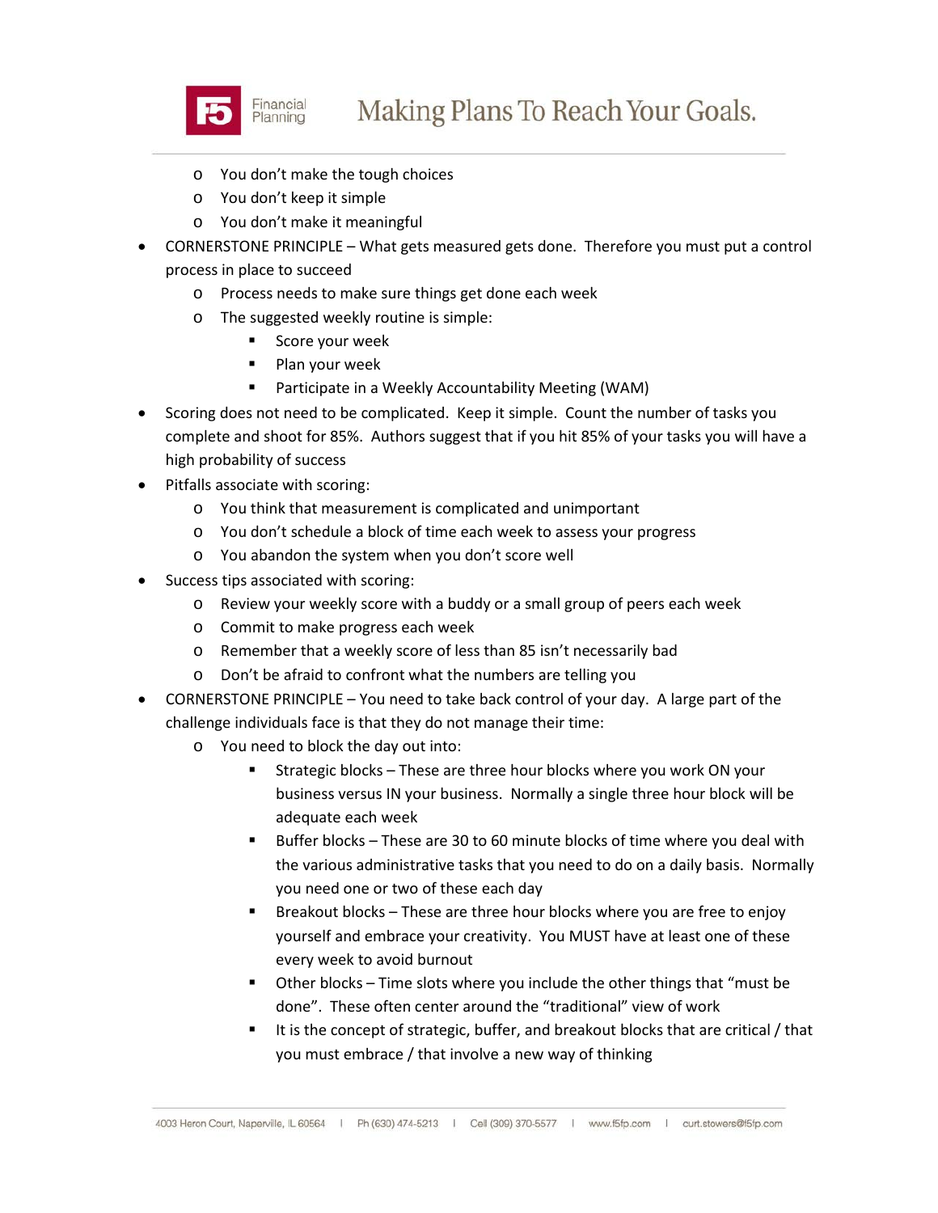- You don't make the tough choices
    - You don't keep it simple
    - You don't make it meaningful
- CORNERSTONE PRINCIPLE – What gets measured gets done. Therefore you must put a control process in place to succeed
    - Process needs to make sure things get done each week
    - The suggested weekly routine is simple:
        - Score your week
        - Plan your week
        - Participate in a Weekly Accountability Meeting (WAM)
- Scoring does not need to be complicated. Keep it simple. Count the number of tasks you complete and shoot for 85%. Authors suggest that if you hit 85% of your tasks you will have a high probability of success
- Pitfalls associate with scoring:
    - You think that measurement is complicated and unimportant
    - You don't schedule a block of time each week to assess your progress
    - You abandon the system when you don't score well
- Success tips associated with scoring:
    - Review your weekly score with a buddy or a small group of peers each week
    - Commit to make progress each week
    - Remember that a weekly score of less than 85 isn't necessarily bad
    - Don't be afraid to confront what the numbers are telling you
- CORNERSTONE PRINCIPLE – You need to take back control of your day. A large part of the challenge individuals face is that they do not manage their time:
    - You need to block the day out into:
        - Strategic blocks – These are three hour blocks where you work ON your business versus IN your business. Normally a single three hour block will be adequate each week
        - Buffer blocks – These are 30 to 60 minute blocks of time where you deal with the various administrative tasks that you need to do on a daily basis. Normally you need one or two of these each day
        - Breakout blocks – These are three hour blocks where you are free to enjoy yourself and embrace your creativity. You MUST have at least one of these every week to avoid burnout
        - Other blocks – Time slots where you include the other things that "must be done". These often center around the "traditional" view of work
        - It is the concept of strategic, buffer, and breakout blocks that are critical / that you must embrace / that involve a new way of thinking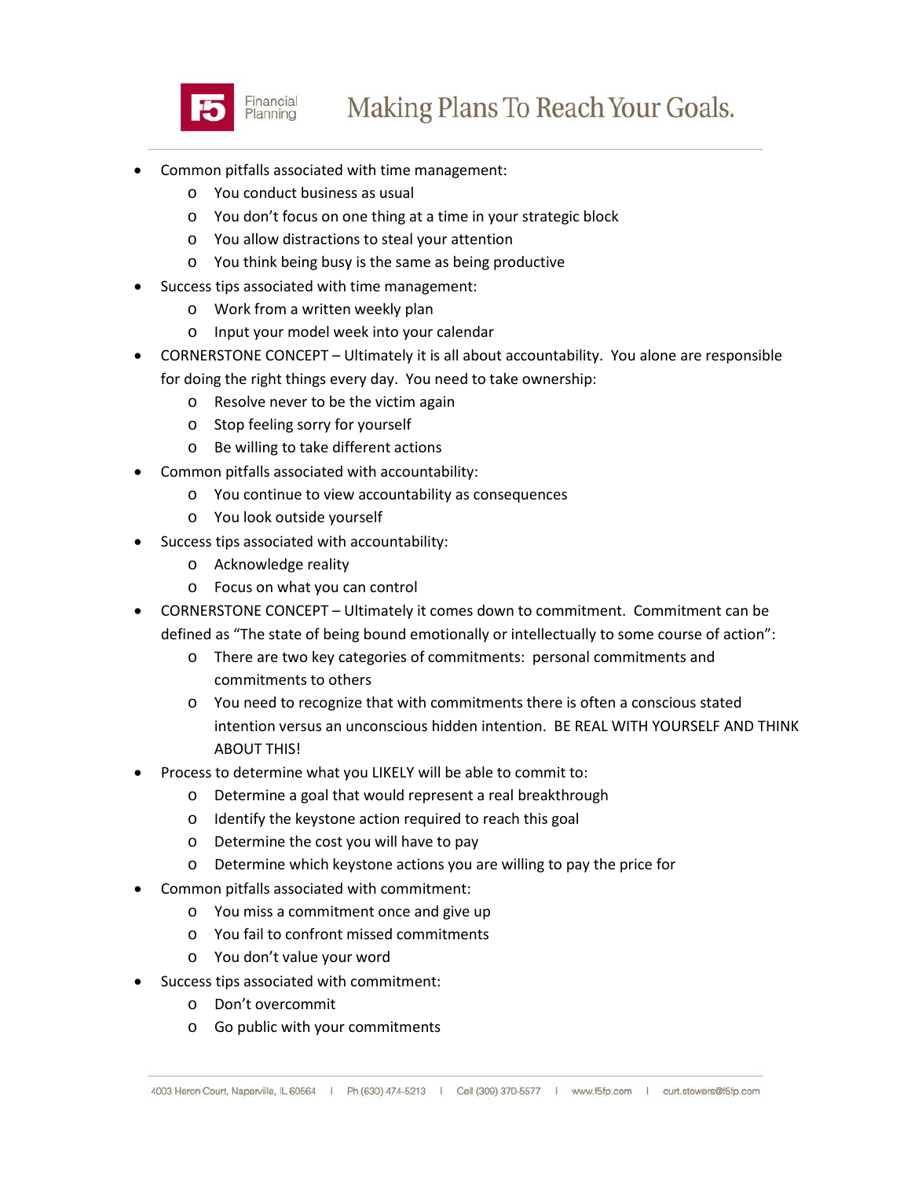- Common pitfalls associated with time management:
  - You conduct business as usual
  - You don't focus on one thing at a time in your strategic block
  - You allow distractions to steal your attention
  - You think being busy is the same as being productive
- Success tips associated with time management:
  - Work from a written weekly plan
  - Input your model week into your calendar
- CORNERSTONE CONCEPT – Ultimately it is all about accountability. You alone are responsible for doing the right things every day. You need to take ownership:
  - Resolve never to be the victim again
  - Stop feeling sorry for yourself
  - Be willing to take different actions
- Common pitfalls associated with accountability:
  - You continue to view accountability as consequences
  - You look outside yourself
- Success tips associated with accountability:
  - Acknowledge reality
  - Focus on what you can control
- CORNERSTONE CONCEPT – Ultimately it comes down to commitment. Commitment can be defined as "The state of being bound emotionally or intellectually to some course of action":
  - There are two key categories of commitments: personal commitments and commitments to others
  - You need to recognize that with commitments there is often a conscious stated intention versus an unconscious hidden intention. BE REAL WITH YOURSELF AND THINK ABOUT THIS!
- Process to determine what you LIKELY will be able to commit to:
  - Determine a goal that would represent a real breakthrough
  - Identify the keystone action required to reach this goal
  - Determine the cost you will have to pay
  - Determine which keystone actions you are willing to pay the price for
- Common pitfalls associated with commitment:
  - You miss a commitment once and give up
  - You fail to confront missed commitments
  - You don't value your word
- Success tips associated with commitment:
  - Don't overcommit
  - Go public with your commitments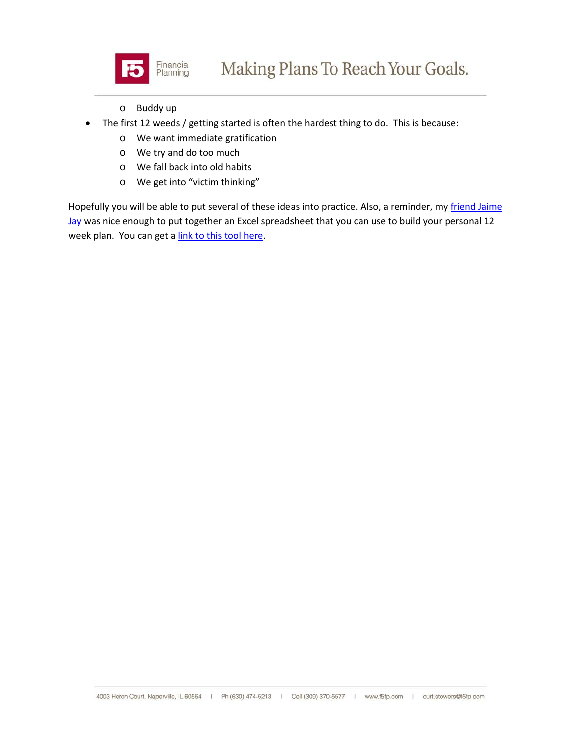- Buddy up
- The first 12 weeds / getting started is often the hardest thing to do. This is because:
  - We want immediate gratification
  - We try and do too much
  - We fall back into old habits
  - We get into "victim thinking"

Hopefully you will be able to put several of these ideas into practice. Also, a reminder, my friend Jaime Jay was nice enough to put together an Excel spreadsheet that you can use to build your personal 12 week plan. You can get a link to this tool here.